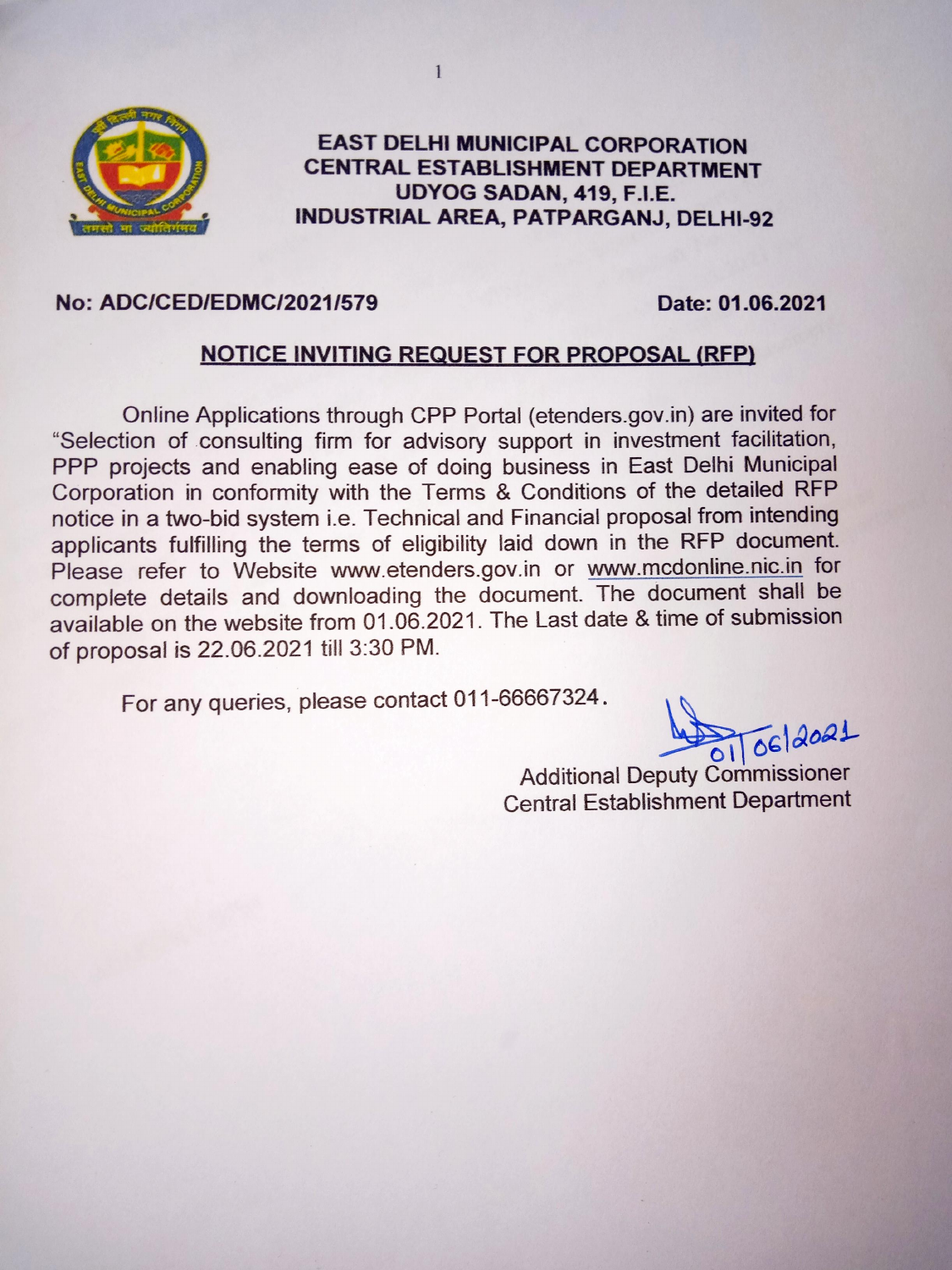# EAST DELHI MUNICIPAL CORPORATION
## CENTRAL ESTABLISHMENT DEPARTMENT
## UDYOG SADAN, 419, F.I.E.
## INDUSTRIAL AREA, PATPARGANJ, DELHI-92

**No: ADC/CED/EDMC/2021/579** **Date: 01.06.2021**

**NOTICE INVITING REQUEST FOR PROPOSAL (RFP)**

Online Applications through CPP Portal (etenders.gov.in) are invited for "Selection of consulting firm for advisory support in investment facilitation, PPP projects and enabling ease of doing business in East Delhi Municipal Corporation in conformity with the Terms & Conditions of the detailed RFP notice in a two-bid system i.e. Technical and Financial proposal from intending applicants fulfilling the terms of eligibility laid down in the RFP document. Please refer to Website www.etenders.gov.in or www.mcdonline.nic.in for complete details and downloading the document. The document shall be available on the website from 01.06.2021. The Last date & time of submission of proposal is 22.06.2021 till 3:30 PM.

For any queries, please contact 011-66667324.

01/06/2021

Additional Deputy Commissioner
Central Establishment Department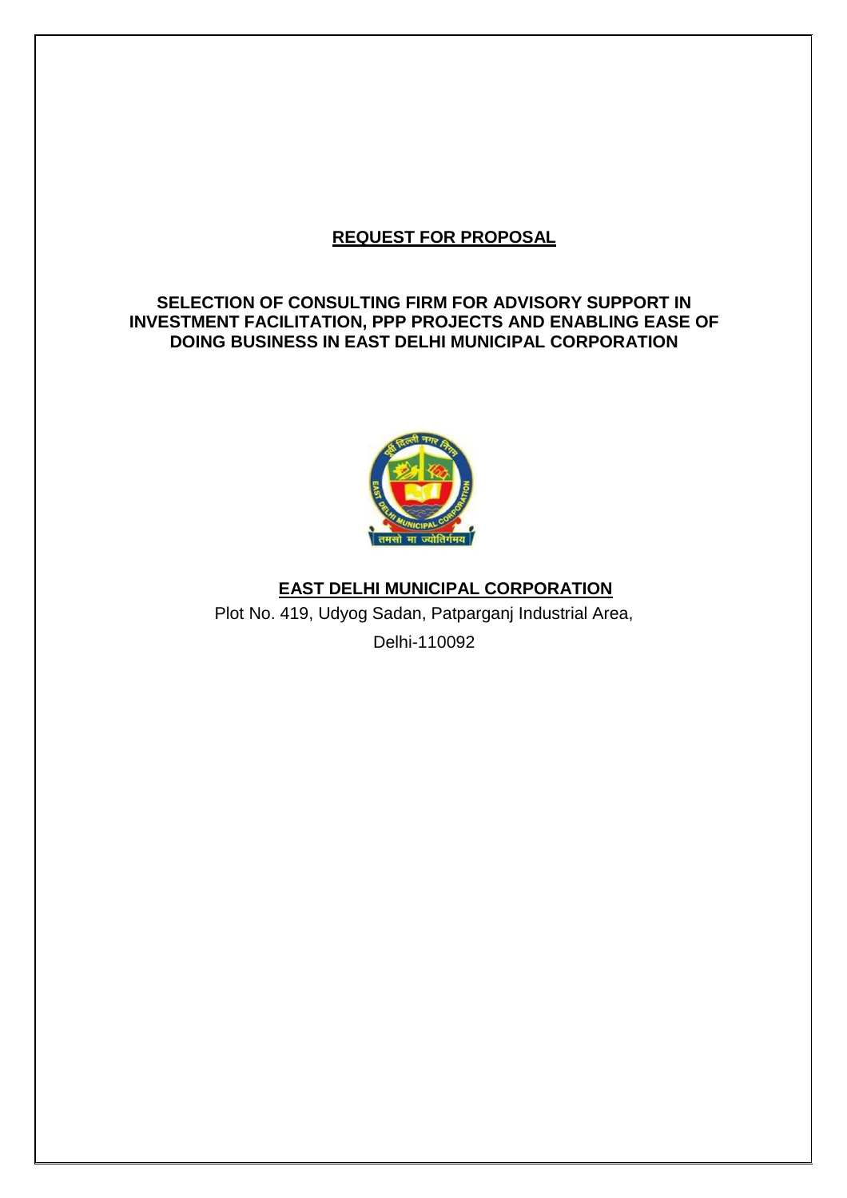# REQUEST FOR PROPOSAL

## SELECTION OF CONSULTING FIRM FOR ADVISORY SUPPORT IN INVESTMENT FACILITATION, PPP PROJECTS AND ENABLING EASE OF DOING BUSINESS IN EAST DELHI MUNICIPAL CORPORATION

**EAST DELHI MUNICIPAL CORPORATION**

Plot No. 419, Udyog Sadan, Patparganj Industrial Area,

Delhi-110092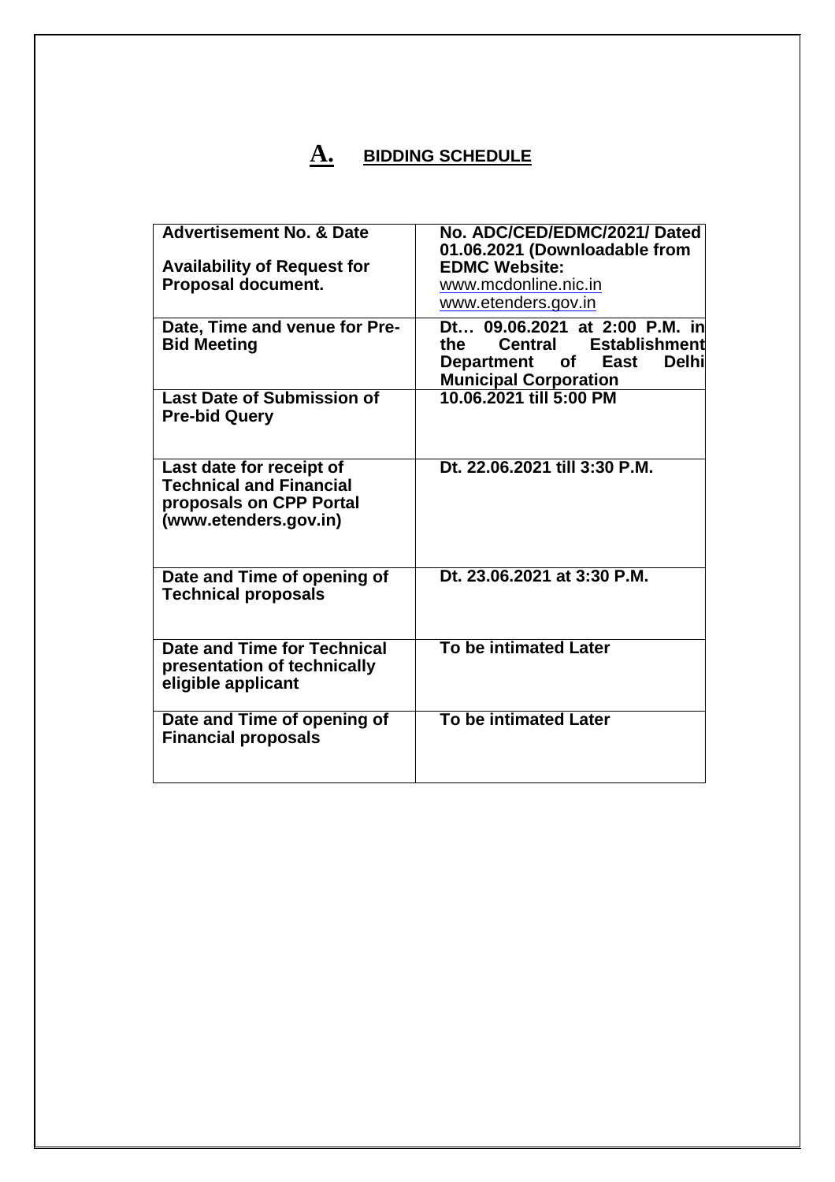# A. BIDDING SCHEDULE

| | |
|---|---|
| **Advertisement No. & Date**<br><br>**Availability of Request for Proposal document.** | **No. ADC/CED/EDMC/2021/ Dated 01.06.2021 (Downloadable from EDMC Website:**<br>www.mcdonline.nic.in<br>www.etenders.gov.in |
| **Date, Time and venue for Pre-Bid Meeting** | **Dt… 09.06.2021 at 2:00 P.M. in the Central Establishment Department of East Delhi Municipal Corporation** |
| **Last Date of Submission of Pre-bid Query** | **10.06.2021 till 5:00 PM** |
| **Last date for receipt of Technical and Financial proposals on CPP Portal (www.etenders.gov.in)** | **Dt. 22.06.2021 till 3:30 P.M.** |
| **Date and Time of opening of Technical proposals** | **Dt. 23.06.2021 at 3:30 P.M.** |
| **Date and Time for Technical presentation of technically eligible applicant** | **To be intimated Later** |
| **Date and Time of opening of Financial proposals** | **To be intimated Later** |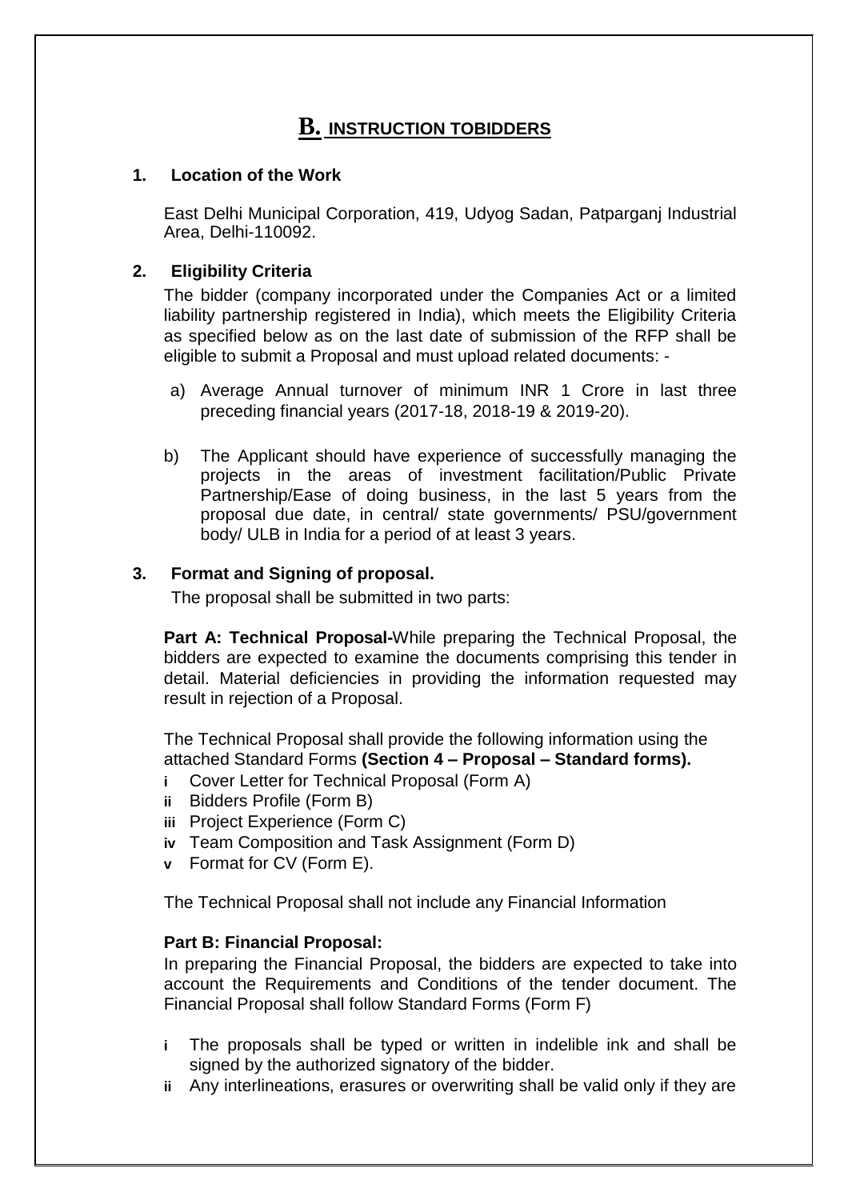# B. INSTRUCTION TOBIDDERS

### 1. Location of the Work

East Delhi Municipal Corporation, 419, Udyog Sadan, Patparganj Industrial Area, Delhi-110092.

### 2. Eligibility Criteria

The bidder (company incorporated under the Companies Act or a limited liability partnership registered in India), which meets the Eligibility Criteria as specified below as on the last date of submission of the RFP shall be eligible to submit a Proposal and must upload related documents: -

a) Average Annual turnover of minimum INR 1 Crore in last three preceding financial years (2017-18, 2018-19 & 2019-20).

b) The Applicant should have experience of successfully managing the projects in the areas of investment facilitation/Public Private Partnership/Ease of doing business, in the last 5 years from the proposal due date, in central/ state governments/ PSU/government body/ ULB in India for a period of at least 3 years.

### 3. Format and Signing of proposal.

The proposal shall be submitted in two parts:

**Part A: Technical Proposal-**While preparing the Technical Proposal, the bidders are expected to examine the documents comprising this tender in detail. Material deficiencies in providing the information requested may result in rejection of a Proposal.

The Technical Proposal shall provide the following information using the attached Standard Forms **(Section 4 – Proposal – Standard forms).**

- **i** Cover Letter for Technical Proposal (Form A)
- **ii** Bidders Profile (Form B)
- **iii** Project Experience (Form C)
- **iv** Team Composition and Task Assignment (Form D)
- **v** Format for CV (Form E).

The Technical Proposal shall not include any Financial Information

**Part B: Financial Proposal:**

In preparing the Financial Proposal, the bidders are expected to take into account the Requirements and Conditions of the tender document. The Financial Proposal shall follow Standard Forms (Form F)

- **i** The proposals shall be typed or written in indelible ink and shall be signed by the authorized signatory of the bidder.
- **ii** Any interlineations, erasures or overwriting shall be valid only if they are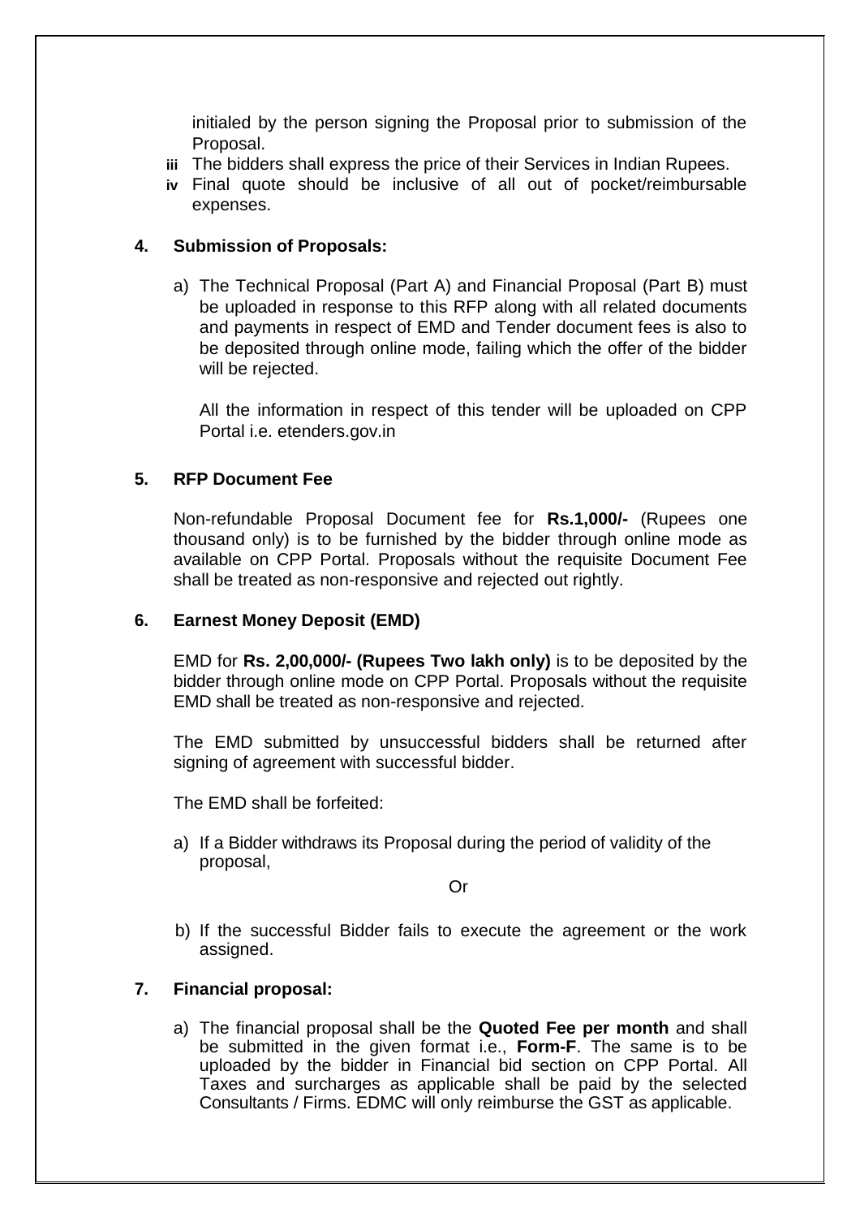initialed by the person signing the Proposal prior to submission of the Proposal.

iii The bidders shall express the price of their Services in Indian Rupees.

iv Final quote should be inclusive of all out of pocket/reimbursable expenses.

**4. Submission of Proposals:**

a) The Technical Proposal (Part A) and Financial Proposal (Part B) must be uploaded in response to this RFP along with all related documents and payments in respect of EMD and Tender document fees is also to be deposited through online mode, failing which the offer of the bidder will be rejected.

All the information in respect of this tender will be uploaded on CPP Portal i.e. etenders.gov.in

**5. RFP Document Fee**

Non-refundable Proposal Document fee for **Rs.1,000/-** (Rupees one thousand only) is to be furnished by the bidder through online mode as available on CPP Portal. Proposals without the requisite Document Fee shall be treated as non-responsive and rejected out rightly.

**6. Earnest Money Deposit (EMD)**

EMD for **Rs. 2,00,000/- (Rupees Two lakh only)** is to be deposited by the bidder through online mode on CPP Portal. Proposals without the requisite EMD shall be treated as non-responsive and rejected.

The EMD submitted by unsuccessful bidders shall be returned after signing of agreement with successful bidder.

The EMD shall be forfeited:

a) If a Bidder withdraws its Proposal during the period of validity of the proposal,

Or

b) If the successful Bidder fails to execute the agreement or the work assigned.

**7. Financial proposal:**

a) The financial proposal shall be the **Quoted Fee per month** and shall be submitted in the given format i.e., **Form-F**. The same is to be uploaded by the bidder in Financial bid section on CPP Portal. All Taxes and surcharges as applicable shall be paid by the selected Consultants / Firms. EDMC will only reimburse the GST as applicable.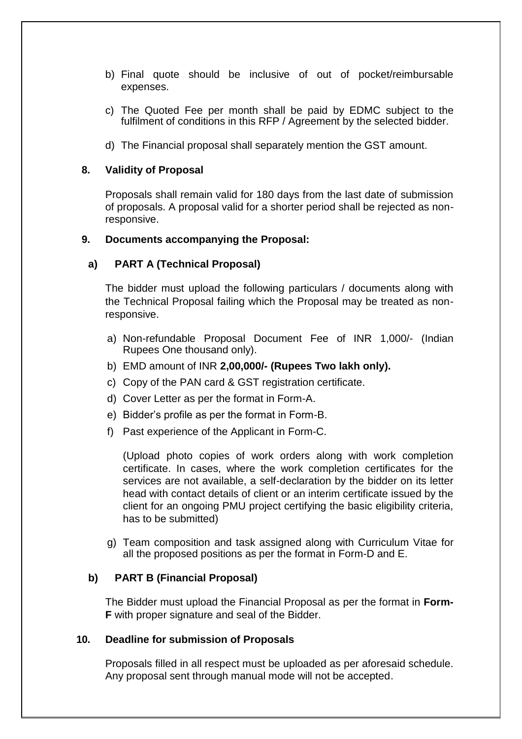b) Final quote should be inclusive of out of pocket/reimbursable expenses.

c) The Quoted Fee per month shall be paid by EDMC subject to the fulfilment of conditions in this RFP / Agreement by the selected bidder.

d) The Financial proposal shall separately mention the GST amount.

## 8. Validity of Proposal

Proposals shall remain valid for 180 days from the last date of submission of proposals. A proposal valid for a shorter period shall be rejected as non-responsive.

## 9. Documents accompanying the Proposal:

### a) PART A (Technical Proposal)

The bidder must upload the following particulars / documents along with the Technical Proposal failing which the Proposal may be treated as non-responsive.

a) Non-refundable Proposal Document Fee of INR 1,000/- (Indian Rupees One thousand only).

b) EMD amount of INR **2,00,000/- (Rupees Two lakh only).**

c) Copy of the PAN card & GST registration certificate.

d) Cover Letter as per the format in Form-A.

e) Bidder's profile as per the format in Form-B.

f) Past experience of the Applicant in Form-C.

(Upload photo copies of work orders along with work completion certificate. In cases, where the work completion certificates for the services are not available, a self-declaration by the bidder on its letter head with contact details of client or an interim certificate issued by the client for an ongoing PMU project certifying the basic eligibility criteria, has to be submitted)

g) Team composition and task assigned along with Curriculum Vitae for all the proposed positions as per the format in Form-D and E.

### b) PART B (Financial Proposal)

The Bidder must upload the Financial Proposal as per the format in **Form-F** with proper signature and seal of the Bidder.

## 10. Deadline for submission of Proposals

Proposals filled in all respect must be uploaded as per aforesaid schedule. Any proposal sent through manual mode will not be accepted.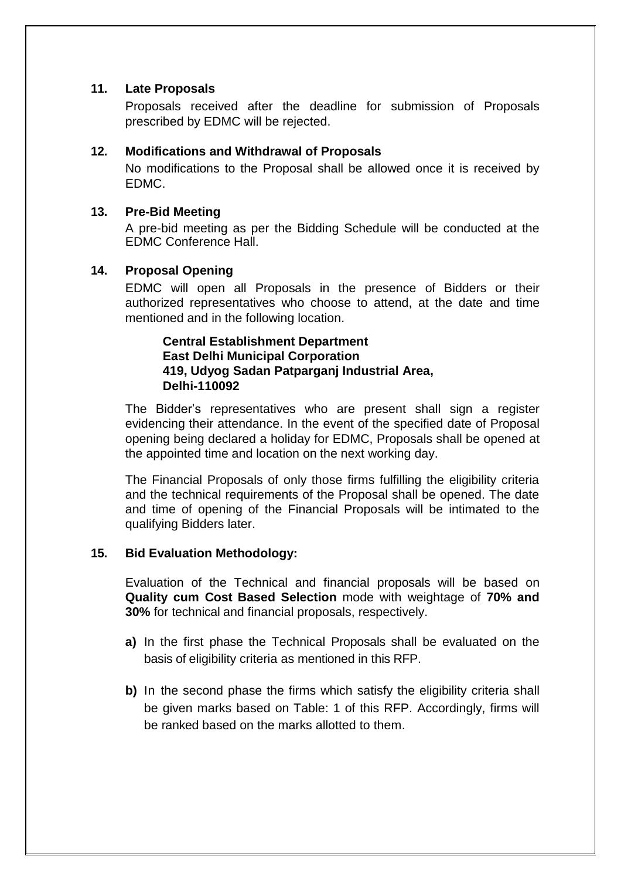### 11. Late Proposals

Proposals received after the deadline for submission of Proposals prescribed by EDMC will be rejected.

### 12. Modifications and Withdrawal of Proposals

No modifications to the Proposal shall be allowed once it is received by EDMC.

### 13. Pre-Bid Meeting

A pre-bid meeting as per the Bidding Schedule will be conducted at the EDMC Conference Hall.

### 14. Proposal Opening

EDMC will open all Proposals in the presence of Bidders or their authorized representatives who choose to attend, at the date and time mentioned and in the following location.

**Central Establishment Department**
**East Delhi Municipal Corporation**
**419, Udyog Sadan Patparganj Industrial Area,**
**Delhi-110092**

The Bidder's representatives who are present shall sign a register evidencing their attendance. In the event of the specified date of Proposal opening being declared a holiday for EDMC, Proposals shall be opened at the appointed time and location on the next working day.

The Financial Proposals of only those firms fulfilling the eligibility criteria and the technical requirements of the Proposal shall be opened. The date and time of opening of the Financial Proposals will be intimated to the qualifying Bidders later.

### 15. Bid Evaluation Methodology:

Evaluation of the Technical and financial proposals will be based on **Quality cum Cost Based Selection** mode with weightage of **70% and 30%** for technical and financial proposals, respectively.

**a)** In the first phase the Technical Proposals shall be evaluated on the basis of eligibility criteria as mentioned in this RFP.

**b)** In the second phase the firms which satisfy the eligibility criteria shall be given marks based on Table: 1 of this RFP. Accordingly, firms will be ranked based on the marks allotted to them.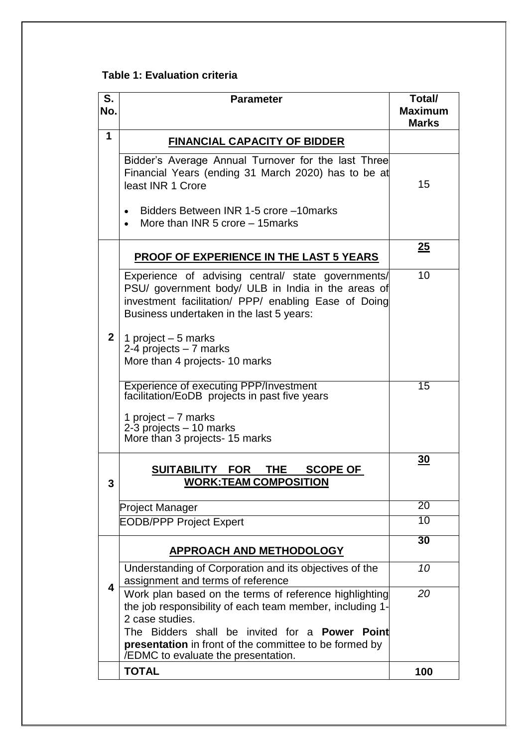**Table 1: Evaluation criteria**

| S. No. | Parameter | Total/ Maximum Marks |
|---|---|---|
| **1** | **FINANCIAL CAPACITY OF BIDDER** | |
| | Bidder's Average Annual Turnover for the last Three Financial Years (ending 31 March 2020) has to be at least INR 1 Crore<br><br>• Bidders Between INR 1-5 crore –10marks<br>• More than INR 5 crore – 15marks | 15 |
| **2** | **PROOF OF EXPERIENCE IN THE LAST 5 YEARS** | **25** |
| | Experience of advising central/ state governments/ PSU/ government body/ ULB in India in the areas of investment facilitation/ PPP/ enabling Ease of Doing Business undertaken in the last 5 years:<br><br>1 project – 5 marks<br>2-4 projects – 7 marks<br>More than 4 projects- 10 marks | 10 |
| | Experience of executing PPP/Investment facilitation/EoDB projects in past five years<br><br>1 project – 7 marks<br>2-3 projects – 10 marks<br>More than 3 projects- 15 marks | 15 |
| **3** | **SUITABILITY FOR THE SCOPE OF WORK:TEAM COMPOSITION** | **30** |
| | Project Manager | 20 |
| | EODB/PPP Project Expert | 10 |
| **4** | **APPROACH AND METHODOLOGY** | **30** |
| | Understanding of Corporation and its objectives of the assignment and terms of reference | *10* |
| | Work plan based on the terms of reference highlighting the job responsibility of each team member, including 1-2 case studies.<br>The Bidders shall be invited for a **Power Point presentation** in front of the committee to be formed by /EDMC to evaluate the presentation. | *20* |
| | **TOTAL** | **100** |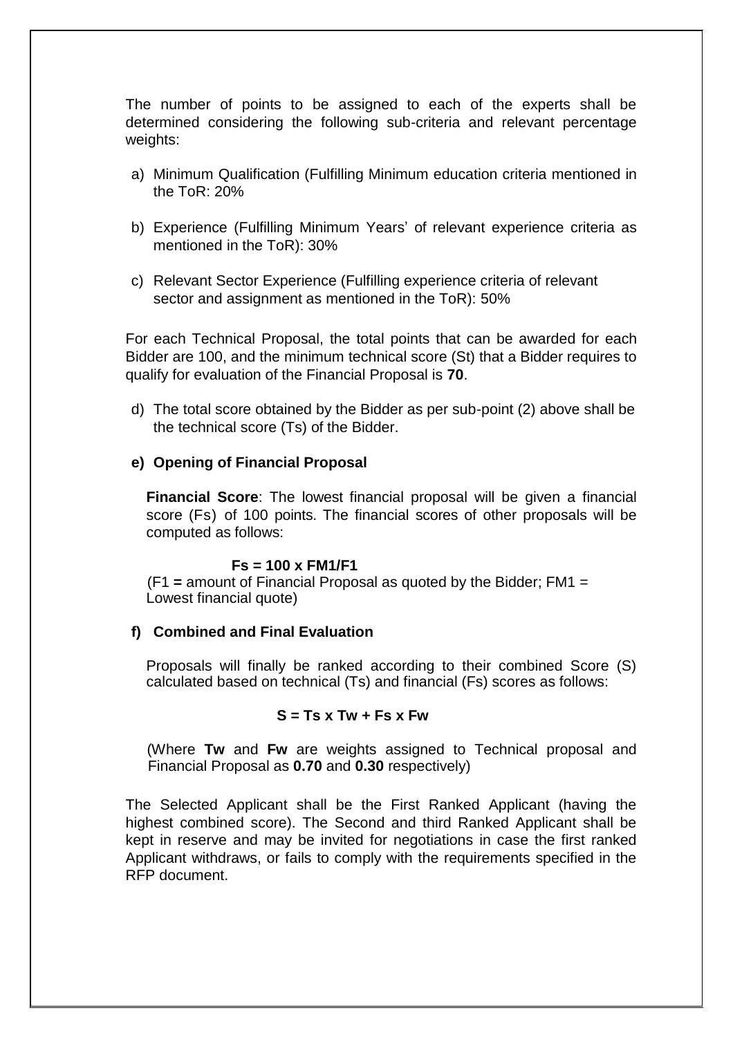The number of points to be assigned to each of the experts shall be determined considering the following sub-criteria and relevant percentage weights:

a) Minimum Qualification (Fulfilling Minimum education criteria mentioned in the ToR: 20%

b) Experience (Fulfilling Minimum Years' of relevant experience criteria as mentioned in the ToR): 30%

c) Relevant Sector Experience (Fulfilling experience criteria of relevant sector and assignment as mentioned in the ToR): 50%

For each Technical Proposal, the total points that can be awarded for each Bidder are 100, and the minimum technical score (St) that a Bidder requires to qualify for evaluation of the Financial Proposal is **70**.

d) The total score obtained by the Bidder as per sub-point (2) above shall be the technical score (Ts) of the Bidder.

**e) Opening of Financial Proposal**

**Financial Score**: The lowest financial proposal will be given a financial score (Fs) of 100 points. The financial scores of other proposals will be computed as follows:

$$Fs = 100 \times FM1/F1$$

(F1 **=** amount of Financial Proposal as quoted by the Bidder; FM1 = Lowest financial quote)

**f) Combined and Final Evaluation**

Proposals will finally be ranked according to their combined Score (S) calculated based on technical (Ts) and financial (Fs) scores as follows:

$$S = Ts \times Tw + Fs \times Fw$$

(Where **Tw** and **Fw** are weights assigned to Technical proposal and Financial Proposal as **0.70** and **0.30** respectively)

The Selected Applicant shall be the First Ranked Applicant (having the highest combined score). The Second and third Ranked Applicant shall be kept in reserve and may be invited for negotiations in case the first ranked Applicant withdraws, or fails to comply with the requirements specified in the RFP document.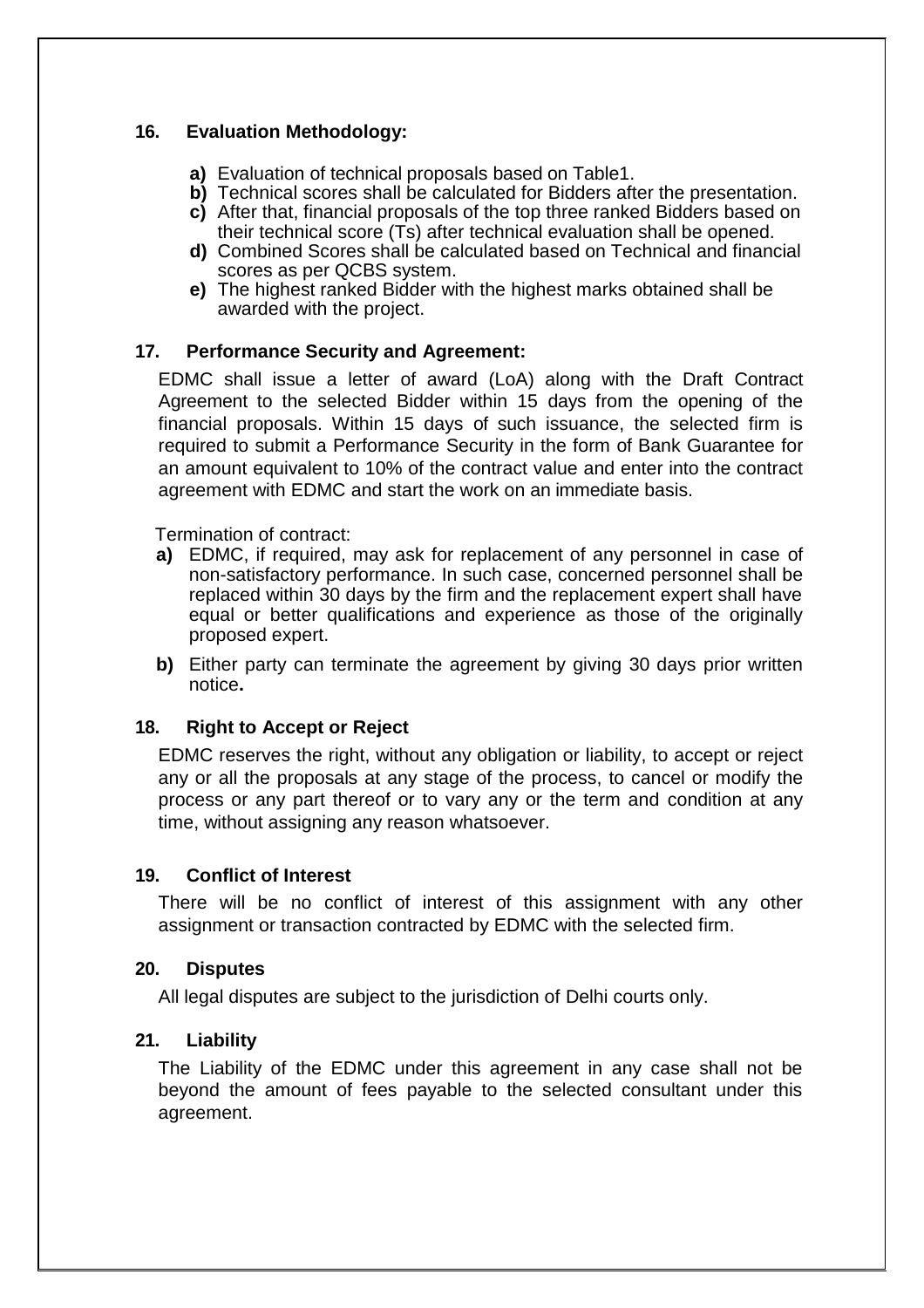## 16. Evaluation Methodology:

- **a)** Evaluation of technical proposals based on Table1.
- **b)** Technical scores shall be calculated for Bidders after the presentation.
- **c)** After that, financial proposals of the top three ranked Bidders based on their technical score (Ts) after technical evaluation shall be opened.
- **d)** Combined Scores shall be calculated based on Technical and financial scores as per QCBS system.
- **e)** The highest ranked Bidder with the highest marks obtained shall be awarded with the project.

## 17. Performance Security and Agreement:

EDMC shall issue a letter of award (LoA) along with the Draft Contract Agreement to the selected Bidder within 15 days from the opening of the financial proposals. Within 15 days of such issuance, the selected firm is required to submit a Performance Security in the form of Bank Guarantee for an amount equivalent to 10% of the contract value and enter into the contract agreement with EDMC and start the work on an immediate basis.

Termination of contract:

- **a)** EDMC, if required, may ask for replacement of any personnel in case of non-satisfactory performance. In such case, concerned personnel shall be replaced within 30 days by the firm and the replacement expert shall have equal or better qualifications and experience as those of the originally proposed expert.
- **b)** Either party can terminate the agreement by giving 30 days prior written notice**.**

## 18. Right to Accept or Reject

EDMC reserves the right, without any obligation or liability, to accept or reject any or all the proposals at any stage of the process, to cancel or modify the process or any part thereof or to vary any or the term and condition at any time, without assigning any reason whatsoever.

## 19. Conflict of Interest

There will be no conflict of interest of this assignment with any other assignment or transaction contracted by EDMC with the selected firm.

## 20. Disputes

All legal disputes are subject to the jurisdiction of Delhi courts only.

## 21. Liability

The Liability of the EDMC under this agreement in any case shall not be beyond the amount of fees payable to the selected consultant under this agreement.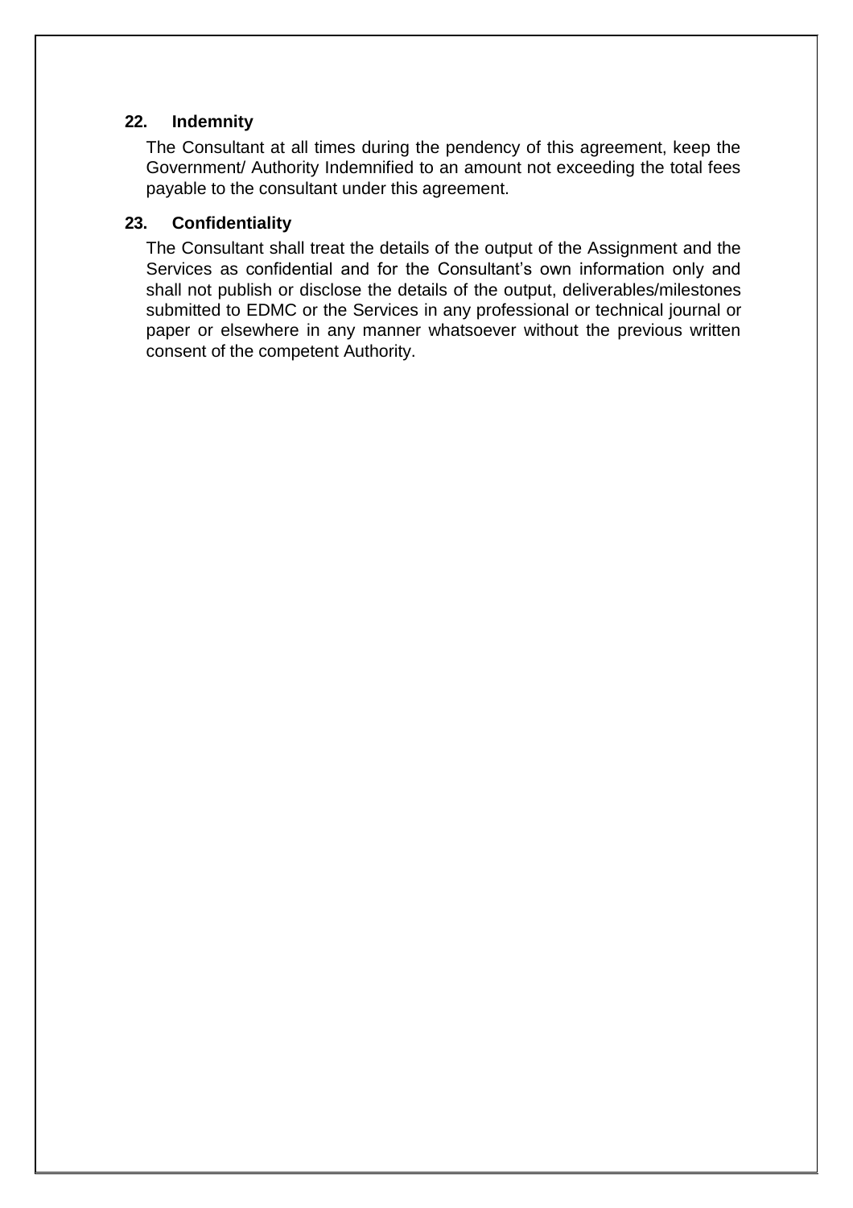**22. Indemnity**

The Consultant at all times during the pendency of this agreement, keep the Government/ Authority Indemnified to an amount not exceeding the total fees payable to the consultant under this agreement.

**23. Confidentiality**

The Consultant shall treat the details of the output of the Assignment and the Services as confidential and for the Consultant's own information only and shall not publish or disclose the details of the output, deliverables/milestones submitted to EDMC or the Services in any professional or technical journal or paper or elsewhere in any manner whatsoever without the previous written consent of the competent Authority.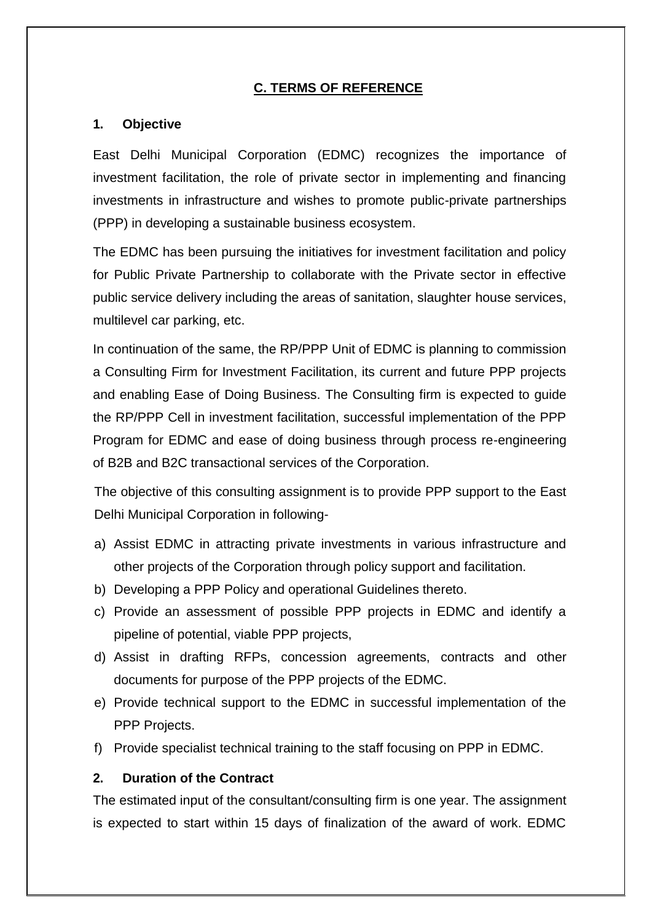## C. TERMS OF REFERENCE

### 1. Objective

East Delhi Municipal Corporation (EDMC) recognizes the importance of investment facilitation, the role of private sector in implementing and financing investments in infrastructure and wishes to promote public-private partnerships (PPP) in developing a sustainable business ecosystem.

The EDMC has been pursuing the initiatives for investment facilitation and policy for Public Private Partnership to collaborate with the Private sector in effective public service delivery including the areas of sanitation, slaughter house services, multilevel car parking, etc.

In continuation of the same, the RP/PPP Unit of EDMC is planning to commission a Consulting Firm for Investment Facilitation, its current and future PPP projects and enabling Ease of Doing Business. The Consulting firm is expected to guide the RP/PPP Cell in investment facilitation, successful implementation of the PPP Program for EDMC and ease of doing business through process re-engineering of B2B and B2C transactional services of the Corporation.

The objective of this consulting assignment is to provide PPP support to the East Delhi Municipal Corporation in following-

a) Assist EDMC in attracting private investments in various infrastructure and other projects of the Corporation through policy support and facilitation.
b) Developing a PPP Policy and operational Guidelines thereto.
c) Provide an assessment of possible PPP projects in EDMC and identify a pipeline of potential, viable PPP projects,
d) Assist in drafting RFPs, concession agreements, contracts and other documents for purpose of the PPP projects of the EDMC.
e) Provide technical support to the EDMC in successful implementation of the PPP Projects.
f) Provide specialist technical training to the staff focusing on PPP in EDMC.

### 2. Duration of the Contract

The estimated input of the consultant/consulting firm is one year. The assignment is expected to start within 15 days of finalization of the award of work. EDMC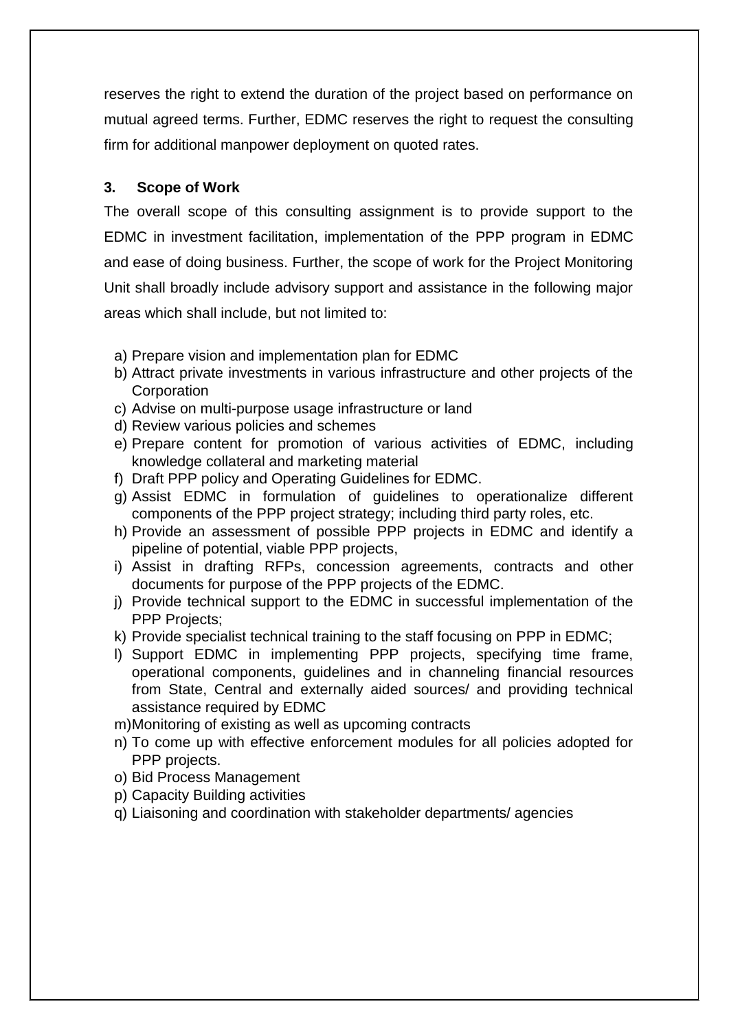reserves the right to extend the duration of the project based on performance on mutual agreed terms. Further, EDMC reserves the right to request the consulting firm for additional manpower deployment on quoted rates.

### 3. Scope of Work

The overall scope of this consulting assignment is to provide support to the EDMC in investment facilitation, implementation of the PPP program in EDMC and ease of doing business. Further, the scope of work for the Project Monitoring Unit shall broadly include advisory support and assistance in the following major areas which shall include, but not limited to:

a) Prepare vision and implementation plan for EDMC
b) Attract private investments in various infrastructure and other projects of the Corporation
c) Advise on multi-purpose usage infrastructure or land
d) Review various policies and schemes
e) Prepare content for promotion of various activities of EDMC, including knowledge collateral and marketing material
f) Draft PPP policy and Operating Guidelines for EDMC.
g) Assist EDMC in formulation of guidelines to operationalize different components of the PPP project strategy; including third party roles, etc.
h) Provide an assessment of possible PPP projects in EDMC and identify a pipeline of potential, viable PPP projects,
i) Assist in drafting RFPs, concession agreements, contracts and other documents for purpose of the PPP projects of the EDMC.
j) Provide technical support to the EDMC in successful implementation of the PPP Projects;
k) Provide specialist technical training to the staff focusing on PPP in EDMC;
l) Support EDMC in implementing PPP projects, specifying time frame, operational components, guidelines and in channeling financial resources from State, Central and externally aided sources/ and providing technical assistance required by EDMC
m) Monitoring of existing as well as upcoming contracts
n) To come up with effective enforcement modules for all policies adopted for PPP projects.
o) Bid Process Management
p) Capacity Building activities
q) Liaisoning and coordination with stakeholder departments/ agencies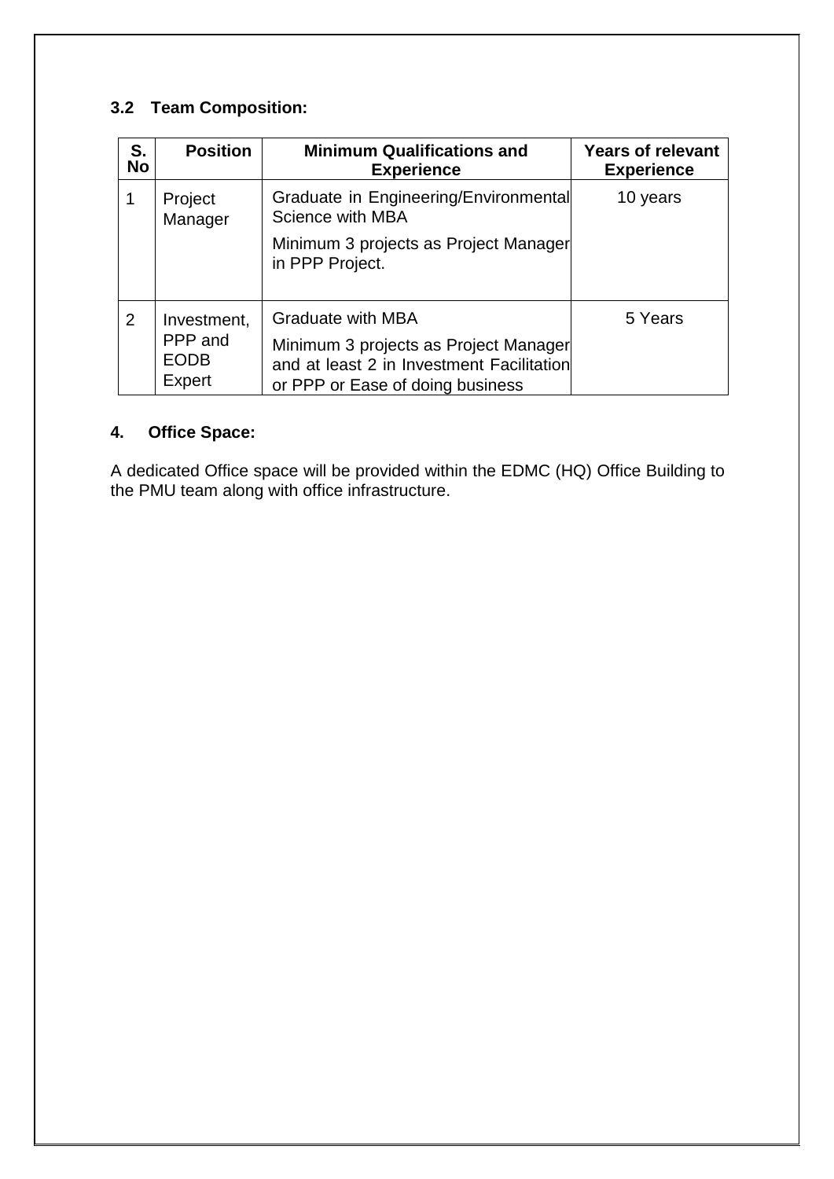### 3.2 Team Composition:

| S. No | Position | Minimum Qualifications and Experience | Years of relevant Experience |
|---|---|---|---|
| 1 | Project Manager | Graduate in Engineering/Environmental Science with MBA<br><br>Minimum 3 projects as Project Manager in PPP Project. | 10 years |
| 2 | Investment, PPP and EODB Expert | Graduate with MBA<br><br>Minimum 3 projects as Project Manager and at least 2 in Investment Facilitation or PPP or Ease of doing business | 5 Years |

### 4. Office Space:

A dedicated Office space will be provided within the EDMC (HQ) Office Building to the PMU team along with office infrastructure.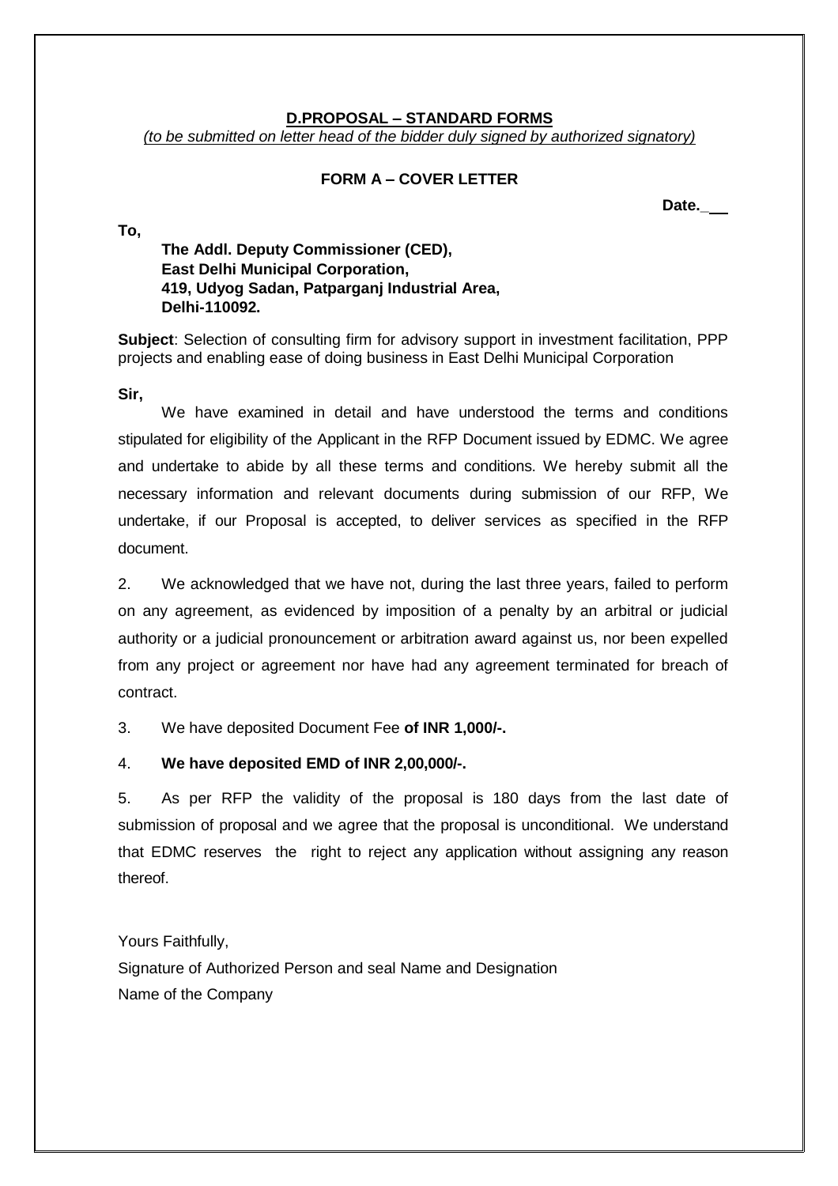## D.PROPOSAL – STANDARD FORMS

*(to be submitted on letter head of the bidder duly signed by authorized signatory)*

### FORM A – COVER LETTER

**Date.\_\_\_**

**To,**

**The Addl. Deputy Commissioner (CED),**
**East Delhi Municipal Corporation,**
**419, Udyog Sadan, Patparganj Industrial Area,**
**Delhi-110092.**

**Subject**: Selection of consulting firm for advisory support in investment facilitation, PPP projects and enabling ease of doing business in East Delhi Municipal Corporation

**Sir,**

We have examined in detail and have understood the terms and conditions stipulated for eligibility of the Applicant in the RFP Document issued by EDMC. We agree and undertake to abide by all these terms and conditions. We hereby submit all the necessary information and relevant documents during submission of our RFP, We undertake, if our Proposal is accepted, to deliver services as specified in the RFP document.

2. We acknowledged that we have not, during the last three years, failed to perform on any agreement, as evidenced by imposition of a penalty by an arbitral or judicial authority or a judicial pronouncement or arbitration award against us, nor been expelled from any project or agreement nor have had any agreement terminated for breach of contract.

3. We have deposited Document Fee **of INR 1,000/-.**

4. **We have deposited EMD of INR 2,00,000/-.**

5. As per RFP the validity of the proposal is 180 days from the last date of submission of proposal and we agree that the proposal is unconditional. We understand that EDMC reserves the right to reject any application without assigning any reason thereof.

Yours Faithfully,

Signature of Authorized Person and seal Name and Designation

Name of the Company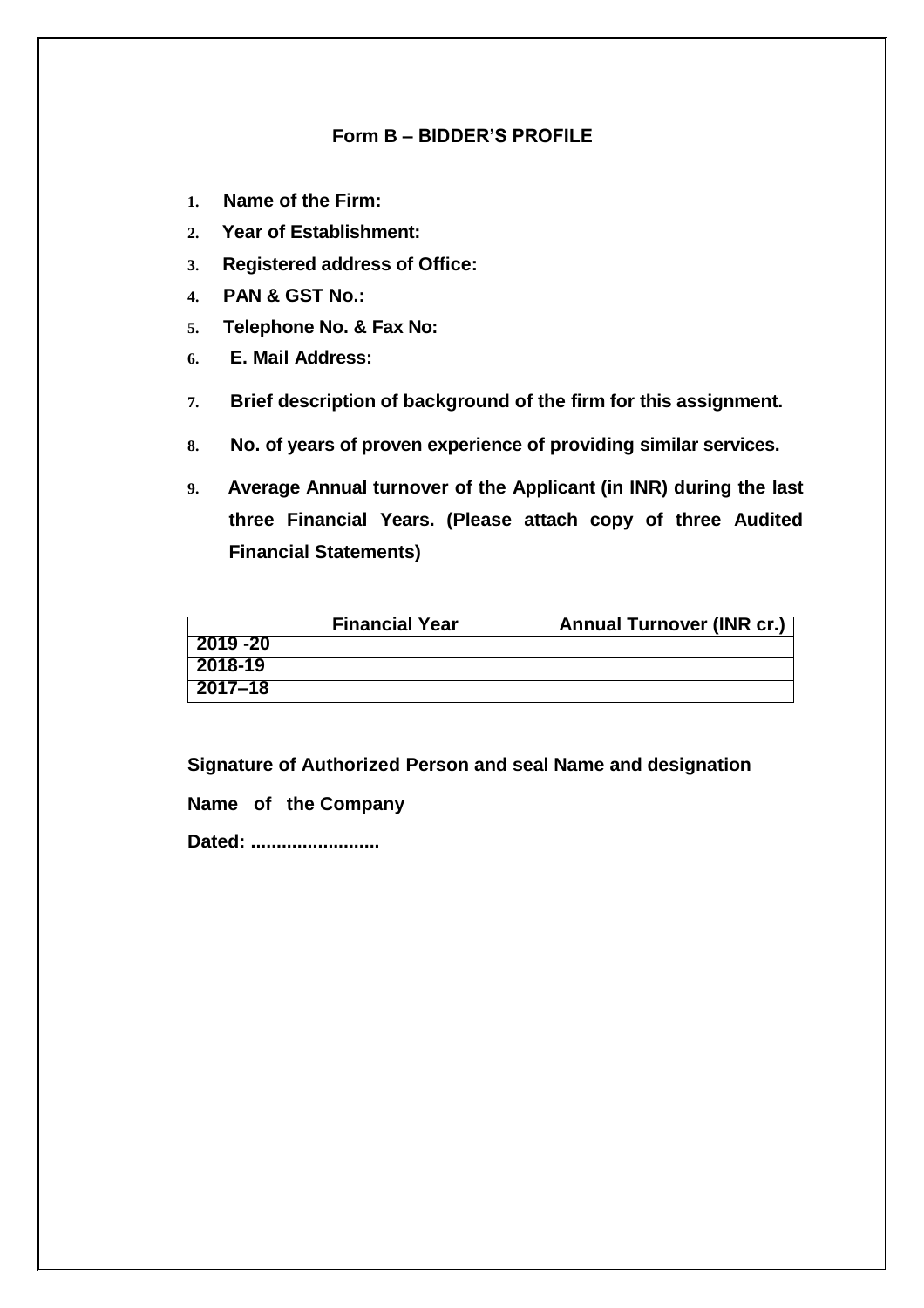## Form B – BIDDER'S PROFILE

1. **Name of the Firm:**
2. **Year of Establishment:**
3. **Registered address of Office:**
4. **PAN & GST No.:**
5. **Telephone No. & Fax No:**
6. **E. Mail Address:**
7. **Brief description of background of the firm for this assignment.**
8. **No. of years of proven experience of providing similar services.**
9. **Average Annual turnover of the Applicant (in INR) during the last three Financial Years. (Please attach copy of three Audited Financial Statements)**

| Financial Year | Annual Turnover (INR cr.) |
|---|---|
| 2019 -20 | |
| 2018-19 | |
| 2017–18 | |

**Signature of Authorized Person and seal Name and designation**

**Name of the Company**

**Dated: .........................**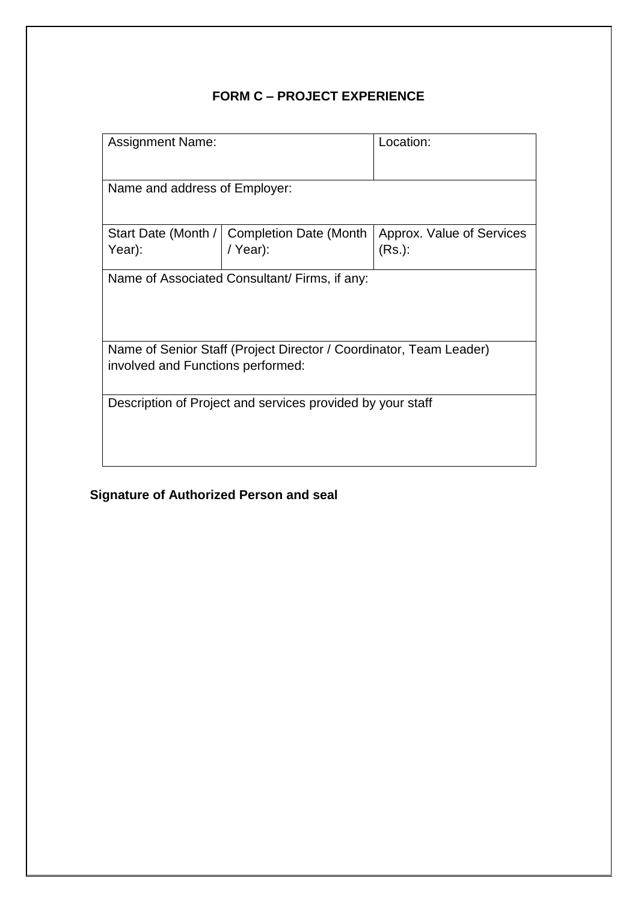## FORM C – PROJECT EXPERIENCE

| Assignment Name: | | Location: |
|---|---|---|
| Name and address of Employer: | | |
| Start Date (Month / Year): | Completion Date (Month / Year): | Approx. Value of Services (Rs.): |
| Name of Associated Consultant/ Firms, if any: | | |
| Name of Senior Staff (Project Director / Coordinator, Team Leader) involved and Functions performed: | | |
| Description of Project and services provided by your staff | | |

**Signature of Authorized Person and seal**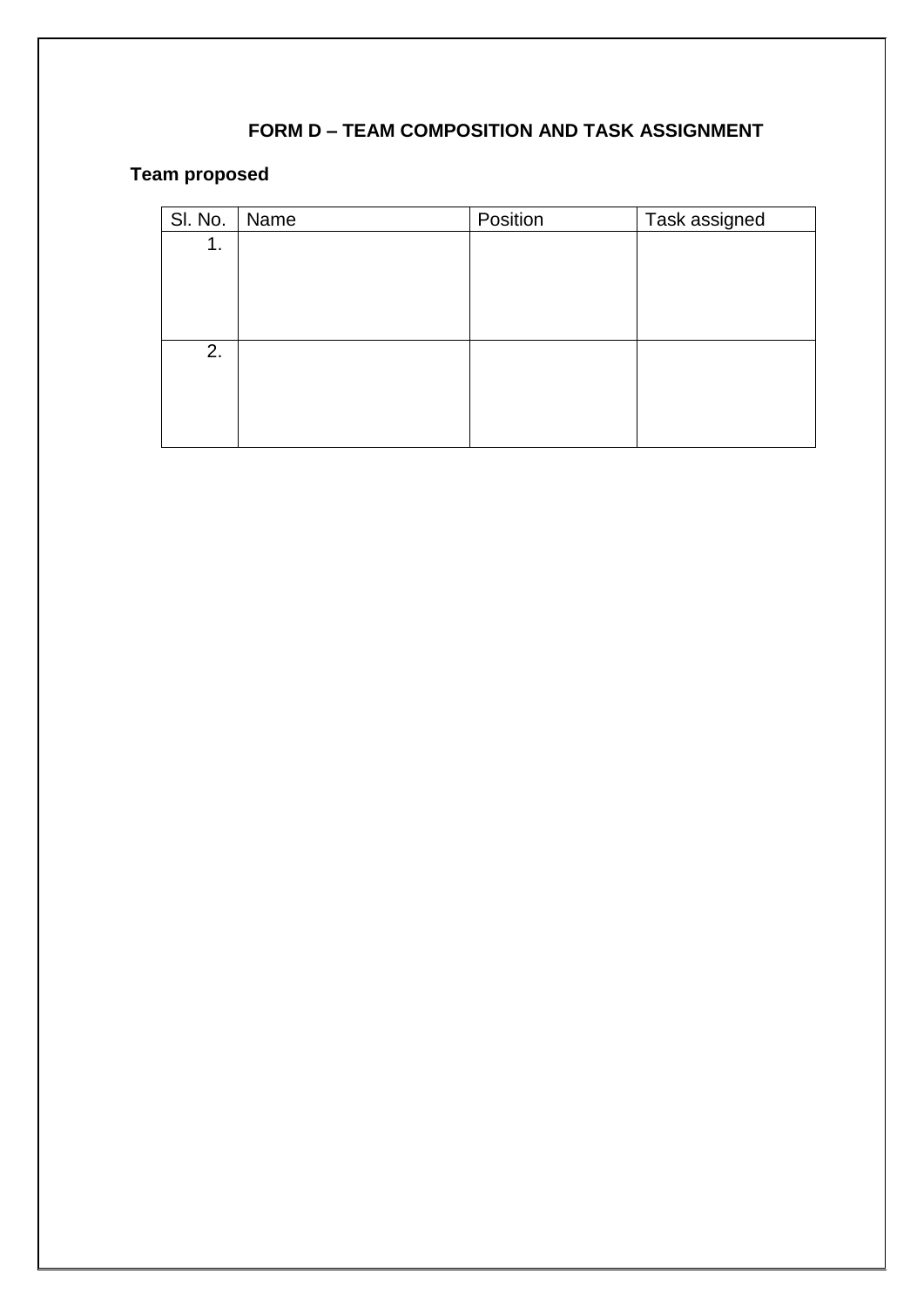## FORM D – TEAM COMPOSITION AND TASK ASSIGNMENT

**Team proposed**

| Sl. No. | Name | Position | Task assigned |
|---|---|---|---|
| 1. | | | |
| 2. | | | |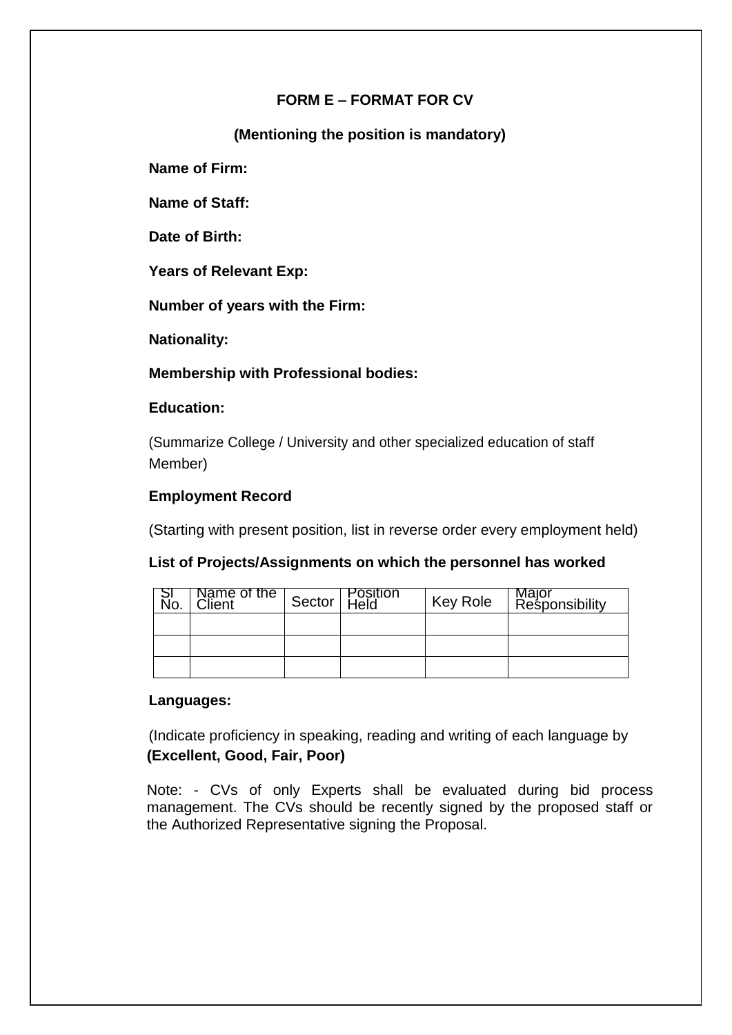## FORM E – FORMAT FOR CV

**(Mentioning the position is mandatory)**

**Name of Firm:**

**Name of Staff:**

**Date of Birth:**

**Years of Relevant Exp:**

**Number of years with the Firm:**

**Nationality:**

**Membership with Professional bodies:**

**Education:**

(Summarize College / University and other specialized education of staff Member)

**Employment Record**

(Starting with present position, list in reverse order every employment held)

**List of Projects/Assignments on which the personnel has worked**

| Sl No. | Name of the Client | Sector | Position Held | Key Role | Major Responsibility |
|---|---|---|---|---|---|
| | | | | | |
| | | | | | |
| | | | | | |

**Languages:**

(Indicate proficiency in speaking, reading and writing of each language by **(Excellent, Good, Fair, Poor)**

Note: - CVs of only Experts shall be evaluated during bid process management. The CVs should be recently signed by the proposed staff or the Authorized Representative signing the Proposal.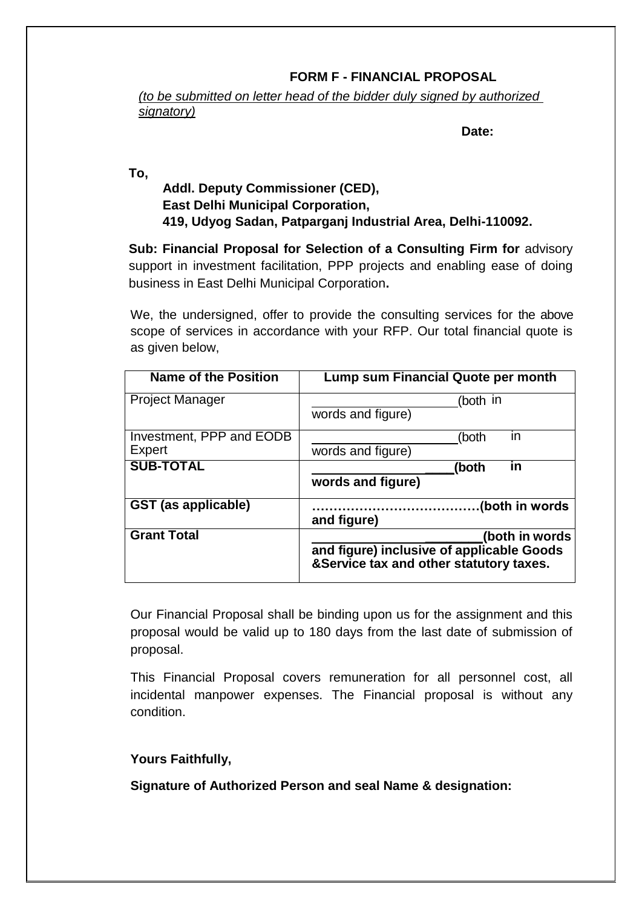**FORM F - FINANCIAL PROPOSAL**

*(to be submitted on letter head of the bidder duly signed by authorized signatory)*

**Date:**

**To,**

**Addl. Deputy Commissioner (CED),**
**East Delhi Municipal Corporation,**
**419, Udyog Sadan, Patparganj Industrial Area, Delhi-110092.**

**Sub: Financial Proposal for Selection of a Consulting Firm for** advisory support in investment facilitation, PPP projects and enabling ease of doing business in East Delhi Municipal Corporation**.**

We, the undersigned, offer to provide the consulting services for the above scope of services in accordance with your RFP. Our total financial quote is as given below,

| Name of the Position | Lump sum Financial Quote per month |
|---|---|
| Project Manager | ____________________(both in words and figure) |
| Investment, PPP and EODB Expert | ____________________(both in words and figure) |
| **SUB-TOTAL** | **____________________(both in words and figure)** |
| **GST (as applicable)** | **…………………………………(both in words and figure)** |
| **Grant Total** | **________________________(both in words and figure) inclusive of applicable Goods &Service tax and other statutory taxes.** |

Our Financial Proposal shall be binding upon us for the assignment and this proposal would be valid up to 180 days from the last date of submission of proposal.

This Financial Proposal covers remuneration for all personnel cost, all incidental manpower expenses. The Financial proposal is without any condition.

**Yours Faithfully,**

**Signature of Authorized Person and seal Name & designation:**